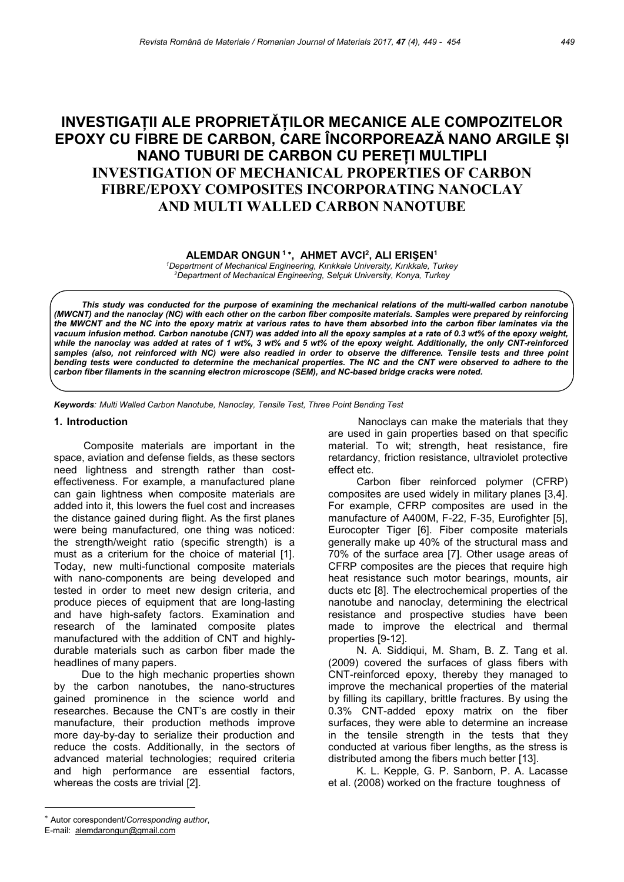# INVESTIGAȚII ALE PROPRIETĂȚILOR MECANICE ALE COMPOZITELOR EPOXY CU FIBRE DE CARBON, CARE ÎNCORPOREAZĂ NANO ARGILE ȘI NANO TUBURI DE CARBON CU PEREȚI MULTIPLI

# INVESTIGATION OF MECHANICAL PROPERTIES OF CARBON FIBRE/EPOXY COMPOSITES INCORPORATING NANOCLAY AND MULTI WALLED CARBON NANOTUBE

**ALEMDAR ONGUN [1] \*, AHMET AVCI[2], ALI ERIŞEN[1]**

[1]*Department of Mechanical Engineering, Kırıkkale University, Kırıkkale, Turkey*
[2]*Department of Mechanical Engineering, Selçuk University, Konya, Turkey*

***This study was conducted for the purpose of examining the mechanical relations of the multi-walled carbon nanotube (MWCNT) and the nanoclay (NC) with each other on the carbon fiber composite materials. Samples were prepared by reinforcing the MWCNT and the NC into the epoxy matrix at various rates to have them absorbed into the carbon fiber laminates via the vacuum infusion method. Carbon nanotube (CNT) was added into all the epoxy samples at a rate of 0.3 wt% of the epoxy weight, while the nanoclay was added at rates of 1 wt%, 3 wt% and 5 wt% of the epoxy weight. Additionally, the only CNT-reinforced samples (also, not reinforced with NC) were also readied in order to observe the difference. Tensile tests and three point bending tests were conducted to determine the mechanical properties. The NC and the CNT were observed to adhere to the carbon fiber filaments in the scanning electron microscope (SEM), and NC-based bridge cracks were noted.***

***Keywords**: Multi Walled Carbon Nanotube, Nanoclay, Tensile Test, Three Point Bending Test*

## 1. Introduction

Composite materials are important in the space, aviation and defense fields, as these sectors need lightness and strength rather than cost-effectiveness. For example, a manufactured plane can gain lightness when composite materials are added into it, this lowers the fuel cost and increases the distance gained during flight. As the first planes were being manufactured, one thing was noticed: the strength/weight ratio (specific strength) is a must as a criterium for the choice of material [1]. Today, new multi-functional composite materials with nano-components are being developed and tested in order to meet new design criteria, and produce pieces of equipment that are long-lasting and have high-safety factors. Examination and research of the laminated composite plates manufactured with the addition of CNT and highly-durable materials such as carbon fiber made the headlines of many papers.

Due to the high mechanic properties shown by the carbon nanotubes, the nano-structures gained prominence in the science world and researches. Because the CNT's are costly in their manufacture, their production methods improve more day-by-day to serialize their production and reduce the costs. Additionally, in the sectors of advanced material technologies; required criteria and high performance are essential factors, whereas the costs are trivial [2].

Nanoclays can make the materials that they are used in gain properties based on that specific material. To wit; strength, heat resistance, fire retardancy, friction resistance, ultraviolet protective effect etc.

Carbon fiber reinforced polymer (CFRP) composites are used widely in military planes [3,4]. For example, CFRP composites are used in the manufacture of A400M, F-22, F-35, Eurofighter [5], Eurocopter Tiger [6]. Fiber composite materials generally make up 40% of the structural mass and 70% of the surface area [7]. Other usage areas of CFRP composites are the pieces that require high heat resistance such motor bearings, mounts, air ducts etc [8]. The electrochemical properties of the nanotube and nanoclay, determining the electrical resistance and prospective studies have been made to improve the electrical and thermal properties [9-12].

N. A. Siddiqui, M. Sham, B. Z. Tang et al. (2009) covered the surfaces of glass fibers with CNT-reinforced epoxy, thereby they managed to improve the mechanical properties of the material by filling its capillary, brittle fractures. By using the 0.3% CNT-added epoxy matrix on the fiber surfaces, they were able to determine an increase in the tensile strength in the tests that they conducted at various fiber lengths, as the stress is distributed among the fibers much better [13].

K. L. Kepple, G. P. Sanborn, P. A. Lacasse et al. (2008) worked on the fracture toughness of

\* Autor corespondent/*Corresponding author*,
E-mail: alemdarongun@gmail.com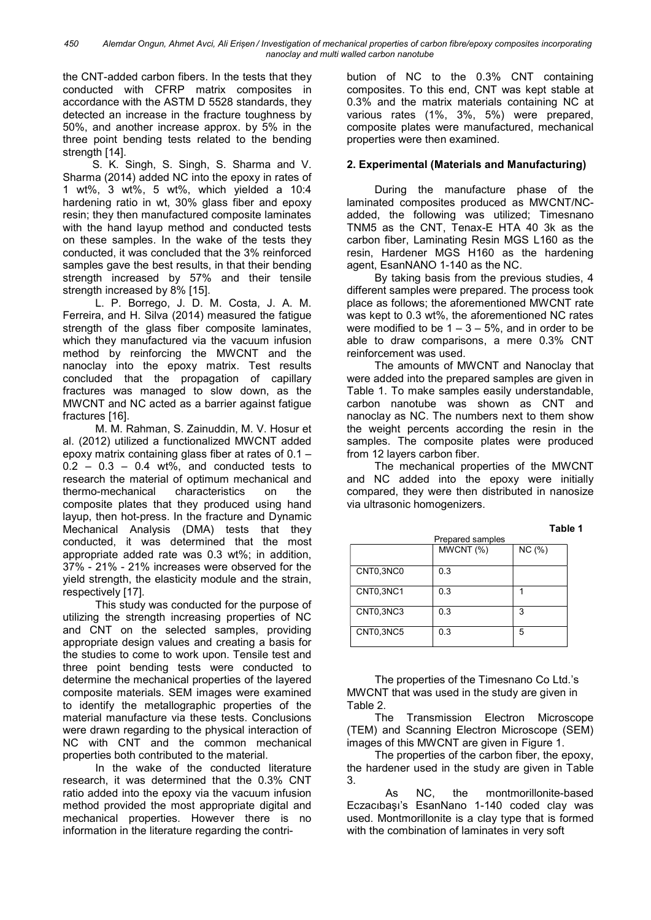the CNT-added carbon fibers. In the tests that they conducted with CFRP matrix composites in accordance with the ASTM D 5528 standards, they detected an increase in the fracture toughness by 50%, and another increase approx. by 5% in the three point bending tests related to the bending strength [14].

S. K. Singh, S. Singh, S. Sharma and V. Sharma (2014) added NC into the epoxy in rates of 1 wt%, 3 wt%, 5 wt%, which yielded a 10:4 hardening ratio in wt, 30% glass fiber and epoxy resin; they then manufactured composite laminates with the hand layup method and conducted tests on these samples. In the wake of the tests they conducted, it was concluded that the 3% reinforced samples gave the best results, in that their bending strength increased by 57% and their tensile strength increased by 8% [15].

L. P. Borrego, J. D. M. Costa, J. A. M. Ferreira, and H. Silva (2014) measured the fatigue strength of the glass fiber composite laminates, which they manufactured via the vacuum infusion method by reinforcing the MWCNT and the nanoclay into the epoxy matrix. Test results concluded that the propagation of capillary fractures was managed to slow down, as the MWCNT and NC acted as a barrier against fatigue fractures [16].

M. M. Rahman, S. Zainuddin, M. V. Hosur et al. (2012) utilized a functionalized MWCNT added epoxy matrix containing glass fiber at rates of 0.1 – 0.2 – 0.3 – 0.4 wt%, and conducted tests to research the material of optimum mechanical and thermo-mechanical characteristics on the composite plates that they produced using hand layup, then hot-press. In the fracture and Dynamic Mechanical Analysis (DMA) tests that they conducted, it was determined that the most appropriate added rate was 0.3 wt%; in addition, 37% - 21% - 21% increases were observed for the yield strength, the elasticity module and the strain, respectively [17].

This study was conducted for the purpose of utilizing the strength increasing properties of NC and CNT on the selected samples, providing appropriate design values and creating a basis for the studies to come to work upon. Tensile test and three point bending tests were conducted to determine the mechanical properties of the layered composite materials. SEM images were examined to identify the metallographic properties of the material manufacture via these tests. Conclusions were drawn regarding to the physical interaction of NC with CNT and the common mechanical properties both contributed to the material.

In the wake of the conducted literature research, it was determined that the 0.3% CNT ratio added into the epoxy via the vacuum infusion method provided the most appropriate digital and mechanical properties. However there is no information in the literature regarding the contribution of NC to the 0.3% CNT containing composites. To this end, CNT was kept stable at 0.3% and the matrix materials containing NC at various rates (1%, 3%, 5%) were prepared, composite plates were manufactured, mechanical properties were then examined.

## 2. Experimental (Materials and Manufacturing)

During the manufacture phase of the laminated composites produced as MWCNT/NC-added, the following was utilized; Timesnano TNM5 as the CNT, Tenax-E HTA 40 3k as the carbon fiber, Laminating Resin MGS L160 as the resin, Hardener MGS H160 as the hardening agent, EsanNANO 1-140 as the NC.

By taking basis from the previous studies, 4 different samples were prepared. The process took place as follows; the aforementioned MWCNT rate was kept to 0.3 wt%, the aforementioned NC rates were modified to be 1 – 3 – 5%, and in order to be able to draw comparisons, a mere 0.3% CNT reinforcement was used.

The amounts of MWCNT and Nanoclay that were added into the prepared samples are given in Table 1. To make samples easily understandable, carbon nanotube was shown as CNT and nanoclay as NC. The numbers next to them show the weight percents according the resin in the samples. The composite plates were produced from 12 layers carbon fiber.

The mechanical properties of the MWCNT and NC added into the epoxy were initially compared, they were then distributed in nanosize via ultrasonic homogenizers.

**Table 1**

Prepared samples

| | MWCNT (%) | NC (%) |
|---|---|---|
| CNT0,3NC0 | 0.3 | |
| CNT0,3NC1 | 0.3 | 1 |
| CNT0,3NC3 | 0.3 | 3 |
| CNT0,3NC5 | 0.3 | 5 |

The properties of the Timesnano Co Ltd.'s MWCNT that was used in the study are given in Table 2.

The Transmission Electron Microscope (TEM) and Scanning Electron Microscope (SEM) images of this MWCNT are given in Figure 1.

The properties of the carbon fiber, the epoxy, the hardener used in the study are given in Table 3.

As NC, the montmorillonite-based Eczacıbaşı's EsanNano 1-140 coded clay was used. Montmorillonite is a clay type that is formed with the combination of laminates in very soft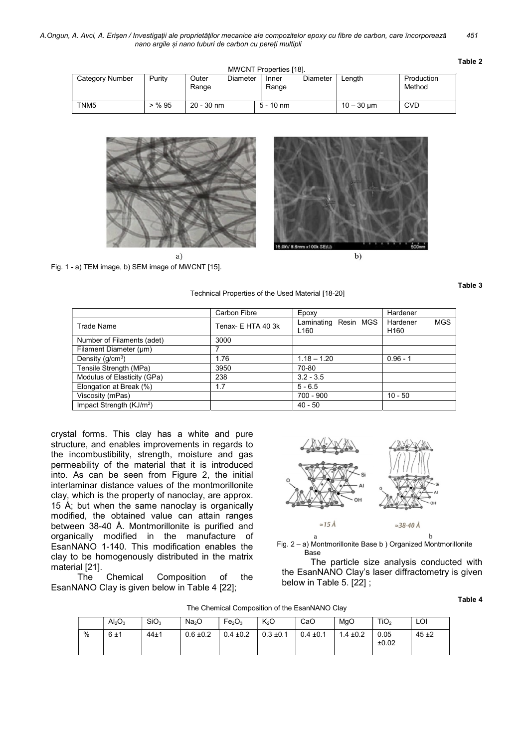**Table 2**

MWCNT Properties [18].

| Category Number | Purity | Outer Diameter Range | Inner Diameter Range | Length | Production Method |
|---|---|---|---|---|---|
| TNM5 | > % 95 | 20 - 30 nm | 5 - 10 nm | 10 – 30 µm | CVD |

Fig. 1 - a) TEM image, b) SEM image of MWCNT [15].

**Table 3**

Technical Properties of the Used Material [18-20]

| | Carbon Fibre | Epoxy | Hardener |
|---|---|---|---|
| Trade Name | Tenax- E HTA 40 3k | Laminating Resin MGS L160 | Hardener MGS H160 |
| Number of Filaments (adet) | 3000 | | |
| Filament Diameter (µm) | 7 | | |
| Density (g/cm$^3$) | 1.76 | 1.18 – 1.20 | 0.96 - 1 |
| Tensile Strength (MPa) | 3950 | 70-80 | |
| Modulus of Elasticity (GPa) | 238 | 3.2 - 3.5 | |
| Elongation at Break (%) | 1.7 | 5 - 6.5 | |
| Viscosity (mPas) | | 700 - 900 | 10 - 50 |
| Impact Strength (KJ/m$^2$) | | 40 - 50 | |

crystal forms. This clay has a white and pure structure, and enables improvements in regards to the incombustibility, strength, moisture and gas permeability of the material that it is introduced into. As can be seen from Figure 2, the initial interlaminar distance values of the montmorillonite clay, which is the property of nanoclay, are approx. 15 Å; but when the same nanoclay is organically modified, the obtained value can attain ranges between 38-40 Å. Montmorillonite is purified and organically modified in the manufacture of EsanNANO 1-140. This modification enables the clay to be homogenously distributed in the matrix material [21].

The Chemical Composition of the EsanNANO Clay is given below in Table 4 [22];

Fig. 2 – a) Montmorillonite Base b ) Organized Montmorillonite Base

The particle size analysis conducted with the EsanNANO Clay's laser diffractometry is given below in Table 5. [22] ;

**Table 4**

The Chemical Composition of the EsanNANO Clay

| | $Al_2O_3$ | $SiO_3$ | $Na_2O$ | $Fe_2O_3$ | $K_2O$ | CaO | MgO | $TiO_2$ | LOI |
|---|---|---|---|---|---|---|---|---|---|
| % | 6 ±1 | 44±1 | 0.6 ±0.2 | 0.4 ±0.2 | 0.3 ±0.1 | 0.4 ±0.1 | 1.4 ±0.2 | 0.05 ±0.02 | 45 ±2 |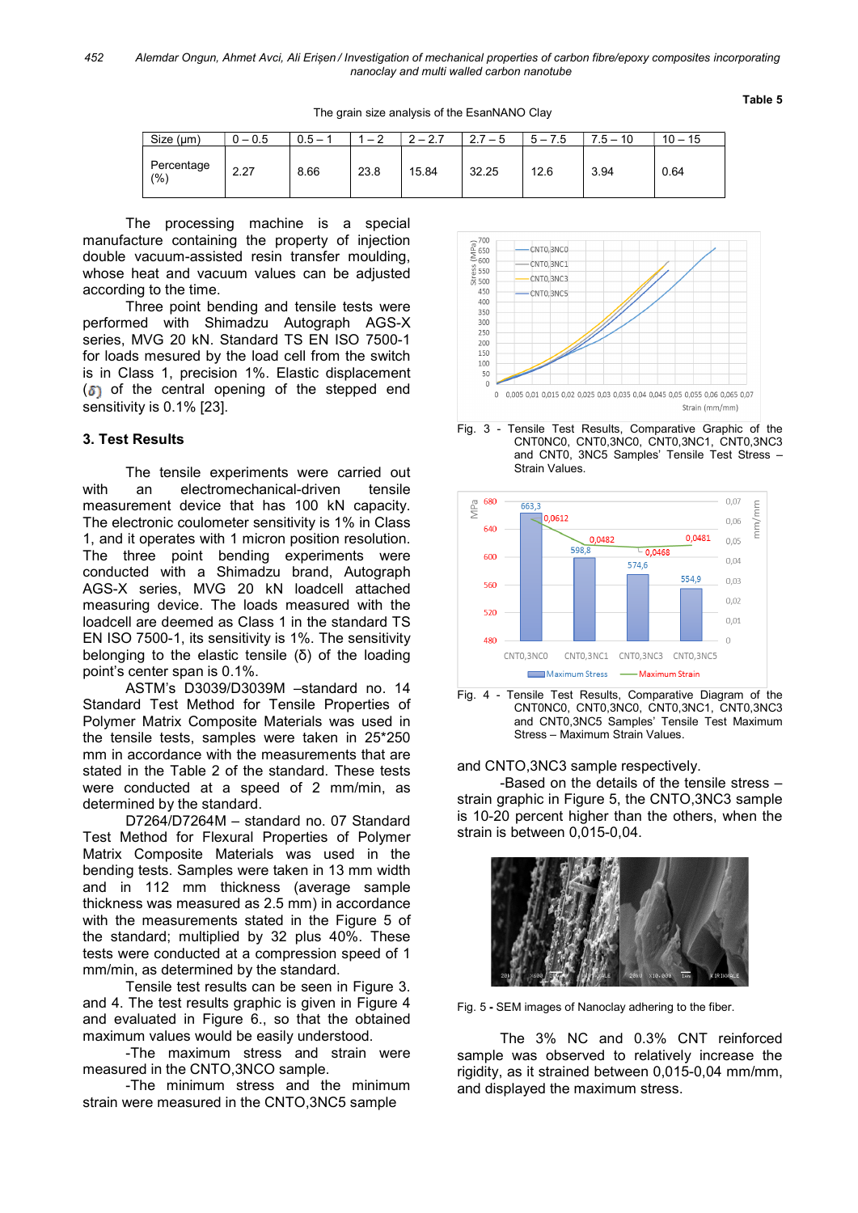Table 5

The grain size analysis of the EsanNANO Clay

| Size (μm) | 0 – 0.5 | 0.5 – 1 | 1 – 2 | 2 – 2.7 | 2.7 – 5 | 5 – 7.5 | 7.5 – 10 | 10 – 15 |
|---|---|---|---|---|---|---|---|---|
| Percentage (%) | 2.27 | 8.66 | 23.8 | 15.84 | 32.25 | 12.6 | 3.94 | 0.64 |

The processing machine is a special manufacture containing the property of injection double vacuum-assisted resin transfer moulding, whose heat and vacuum values can be adjusted according to the time.

Three point bending and tensile tests were performed with Shimadzu Autograph AGS-X series, MVG 20 kN. Standard TS EN ISO 7500-1 for loads mesured by the load cell from the switch is in Class 1, precision 1%. Elastic displacement ($\delta$) of the central opening of the stepped end sensitivity is 0.1% [23].

## 3. Test Results

The tensile experiments were carried out with an electromechanical-driven tensile measurement device that has 100 kN capacity. The electronic coulometer sensitivity is 1% in Class 1, and it operates with 1 micron position resolution. The three point bending experiments were conducted with a Shimadzu brand, Autograph AGS-X series, MVG 20 kN loadcell attached measuring device. The loads measured with the loadcell are deemed as Class 1 in the standard TS EN ISO 7500-1, its sensitivity is 1%. The sensitivity belonging to the elastic tensile (δ) of the loading point's center span is 0.1%.

ASTM's D3039/D3039M –standard no. 14 Standard Test Method for Tensile Properties of Polymer Matrix Composite Materials was used in the tensile tests, samples were taken in 25*250 mm in accordance with the measurements that are stated in the Table 2 of the standard. These tests were conducted at a speed of 2 mm/min, as determined by the standard.

D7264/D7264M – standard no. 07 Standard Test Method for Flexural Properties of Polymer Matrix Composite Materials was used in the bending tests. Samples were taken in 13 mm width and in 112 mm thickness (average sample thickness was measured as 2.5 mm) in accordance with the measurements stated in the Figure 5 of the standard; multiplied by 32 plus 40%. These tests were conducted at a compression speed of 1 mm/min, as determined by the standard.

Tensile test results can be seen in Figure 3. and 4. The test results graphic is given in Figure 4 and evaluated in Figure 6., so that the obtained maximum values would be easily understood.

-The maximum stress and strain were measured in the CNTO,3NCO sample.

-The minimum stress and the minimum strain were measured in the CNTO,3NC5 sample and CNTO,3NC3 sample respectively.

-Based on the details of the tensile stress – strain graphic in Figure 5, the CNTO,3NC3 sample is 10-20 percent higher than the others, when the strain is between 0,015-0,04.

Fig. 3 - Tensile Test Results, Comparative Graphic of the CNT0NC0, CNT0,3NC0, CNT0,3NC1, CNT0,3NC3 and CNT0, 3NC5 Samples' Tensile Test Stress – Strain Values.

Fig. 4 - Tensile Test Results, Comparative Diagram of the CNT0NC0, CNT0,3NC0, CNT0,3NC1, CNT0,3NC3 and CNT0,3NC5 Samples' Tensile Test Maximum Stress – Maximum Strain Values.

Fig. 5 - SEM images of Nanoclay adhering to the fiber.

The 3% NC and 0.3% CNT reinforced sample was observed to relatively increase the rigidity, as it strained between 0,015-0,04 mm/mm, and displayed the maximum stress.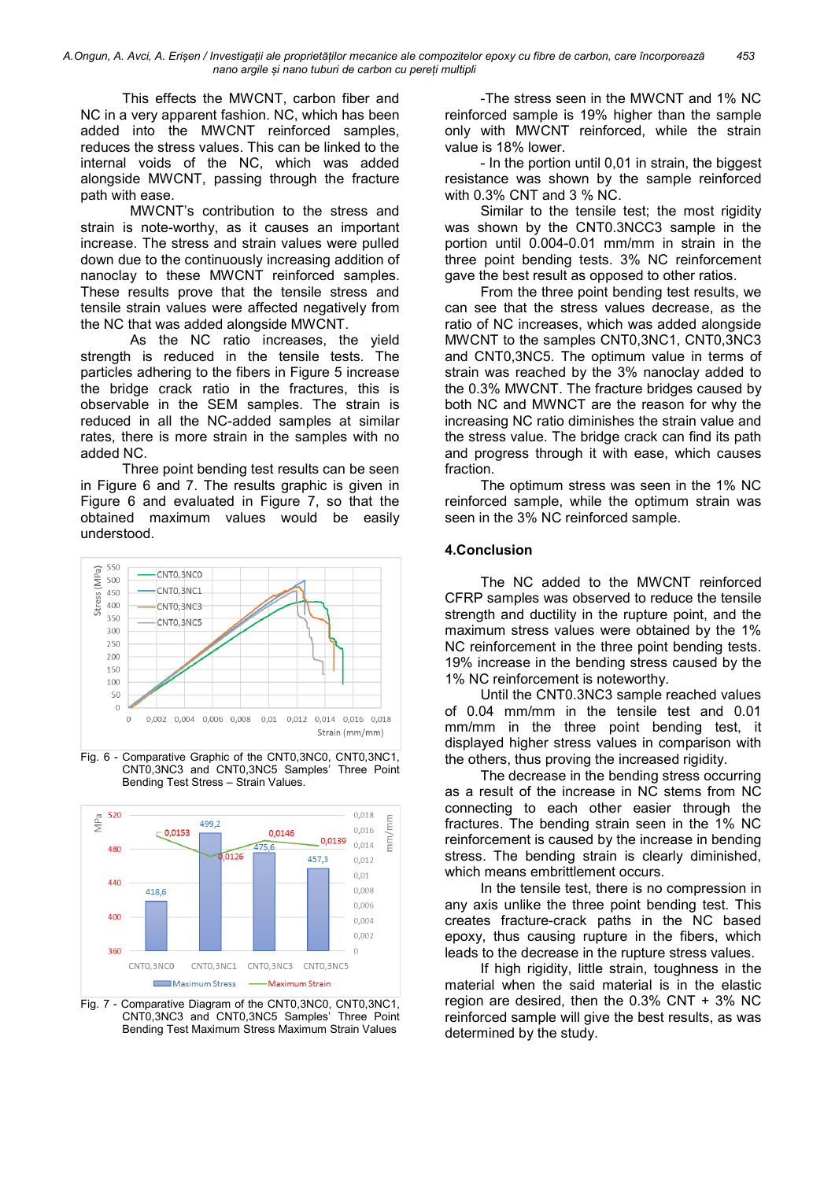This effects the MWCNT, carbon fiber and NC in a very apparent fashion. NC, which has been added into the MWCNT reinforced samples, reduces the stress values. This can be linked to the internal voids of the NC, which was added alongside MWCNT, passing through the fracture path with ease.

MWCNT's contribution to the stress and strain is note-worthy, as it causes an important increase. The stress and strain values were pulled down due to the continuously increasing addition of nanoclay to these MWCNT reinforced samples. These results prove that the tensile stress and tensile strain values were affected negatively from the NC that was added alongside MWCNT.

As the NC ratio increases, the yield strength is reduced in the tensile tests. The particles adhering to the fibers in Figure 5 increase the bridge crack ratio in the fractures, this is observable in the SEM samples. The strain is reduced in all the NC-added samples at similar rates, there is more strain in the samples with no added NC.

Three point bending test results can be seen in Figure 6 and 7. The results graphic is given in Figure 6 and evaluated in Figure 7, so that the obtained maximum values would be easily understood.

Fig. 6 - Comparative Graphic of the CNT0,3NC0, CNT0,3NC1, CNT0,3NC3 and CNT0,3NC5 Samples' Three Point Bending Test Stress – Strain Values.

Fig. 7 - Comparative Diagram of the CNT0,3NC0, CNT0,3NC1, CNT0,3NC3 and CNT0,3NC5 Samples' Three Point Bending Test Maximum Stress Maximum Strain Values

-The stress seen in the MWCNT and 1% NC reinforced sample is 19% higher than the sample only with MWCNT reinforced, while the strain value is 18% lower.

- In the portion until 0,01 in strain, the biggest resistance was shown by the sample reinforced with 0.3% CNT and 3 % NC.

Similar to the tensile test; the most rigidity was shown by the CNT0.3NCC3 sample in the portion until 0.004-0.01 mm/mm in strain in the three point bending tests. 3% NC reinforcement gave the best result as opposed to other ratios.

From the three point bending test results, we can see that the stress values decrease, as the ratio of NC increases, which was added alongside MWCNT to the samples CNT0,3NC1, CNT0,3NC3 and CNT0,3NC5. The optimum value in terms of strain was reached by the 3% nanoclay added to the 0.3% MWCNT. The fracture bridges caused by both NC and MWNCT are the reason for why the increasing NC ratio diminishes the strain value and the stress value. The bridge crack can find its path and progress through it with ease, which causes fraction.

The optimum stress was seen in the 1% NC reinforced sample, while the optimum strain was seen in the 3% NC reinforced sample.

## 4.Conclusion

The NC added to the MWCNT reinforced CFRP samples was observed to reduce the tensile strength and ductility in the rupture point, and the maximum stress values were obtained by the 1% NC reinforcement in the three point bending tests. 19% increase in the bending stress caused by the 1% NC reinforcement is noteworthy.

Until the CNT0.3NC3 sample reached values of 0.04 mm/mm in the tensile test and 0.01 mm/mm in the three point bending test, it displayed higher stress values in comparison with the others, thus proving the increased rigidity.

The decrease in the bending stress occurring as a result of the increase in NC stems from NC connecting to each other easier through the fractures. The bending strain seen in the 1% NC reinforcement is caused by the increase in bending stress. The bending strain is clearly diminished, which means embrittlement occurs.

In the tensile test, there is no compression in any axis unlike the three point bending test. This creates fracture-crack paths in the NC based epoxy, thus causing rupture in the fibers, which leads to the decrease in the rupture stress values.

If high rigidity, little strain, toughness in the material when the said material is in the elastic region are desired, then the 0.3% CNT + 3% NC reinforced sample will give the best results, as was determined by the study.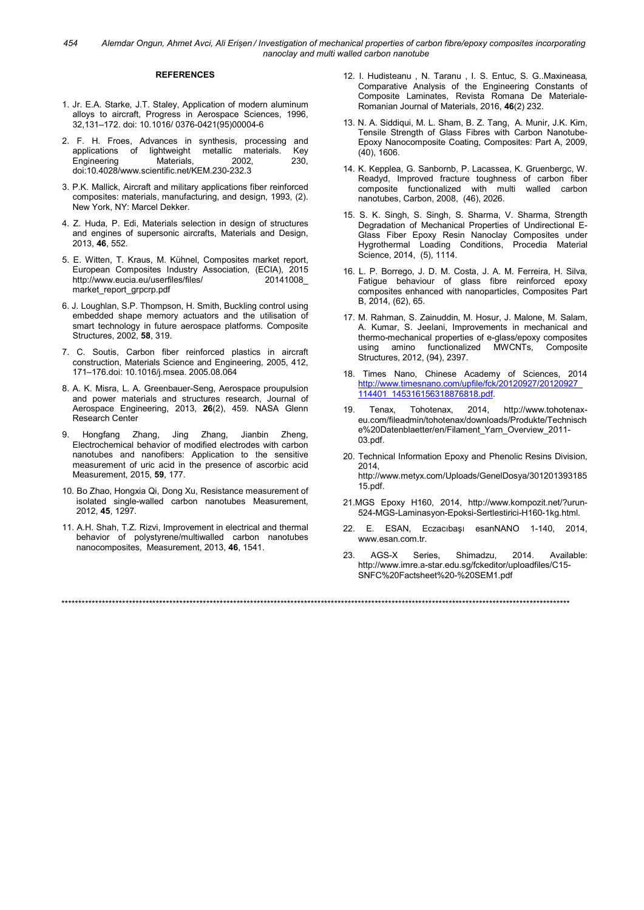## REFERENCES

1. Jr. E.A. Starke, J.T. Staley, Application of modern aluminum alloys to aircraft, Progress in Aerospace Sciences, 1996, 32,131–172. doi: 10.1016/ 0376-0421(95)00004-6
2. F. H. Froes, Advances in synthesis, processing and applications of lightweight metallic materials. Key Engineering Materials, 2002, 230, doi:10.4028/www.scientific.net/KEM.230-232.3
3. P.K. Mallick, Aircraft and military applications fiber reinforced composites: materials, manufacturing, and design, 1993, (2). New York, NY: Marcel Dekker.
4. Z. Huda, P. Edi, Materials selection in design of structures and engines of supersonic aircrafts, Materials and Design, 2013, **46**, 552.
5. E. Witten, T. Kraus, M. Kühnel, Composites market report, European Composites Industry Association, (ECIA), 2015 http://www.eucia.eu/userfiles/files/ 20141008_ market_report_grpcrp.pdf
6. J. Loughlan, S.P. Thompson, H. Smith, Buckling control using embedded shape memory actuators and the utilisation of smart technology in future aerospace platforms. Composite Structures, 2002, **58**, 319.
7. C. Soutis, Carbon fiber reinforced plastics in aircraft construction, Materials Science and Engineering, 2005, 412, 171–176.doi: 10.1016/j.msea. 2005.08.064
8. A. K. Misra, L. A. Greenbauer-Seng, Aerospace proupulsion and power materials and structures research, Journal of Aerospace Engineering, 2013, **26**(2), 459. NASA Glenn Research Center
9. Hongfang Zhang, Jing Zhang, Jianbin Zheng, Electrochemical behavior of modified electrodes with carbon nanotubes and nanofibers: Application to the sensitive measurement of uric acid in the presence of ascorbic acid Measurement, 2015, **59**, 177.
10. Bo Zhao, Hongxia Qi, Dong Xu, Resistance measurement of isolated single-walled carbon nanotubes Measurement, 2012, **45**, 1297.
11. A.H. Shah, T.Z. Rizvi, Improvement in electrical and thermal behavior of polystyrene/multiwalled carbon nanotubes nanocomposites, Measurement, 2013, **46**, 1541.
12. I. Hudisteanu , N. Taranu , I. S. Entuc, S. G..Maxineasa*,* Comparative Analysis of the Engineering Constants of Composite Laminates, Revista Romana De Materiale-Romanian Journal of Materials, 2016, **46**(2) 232.
13. N. A. Siddiqui, M. L. Sham, B. Z. Tang, A. Munir, J.K. Kim, Tensile Strength of Glass Fibres with Carbon Nanotube-Epoxy Nanocomposite Coating, Composites: Part A, 2009, (40), 1606.
14. K. Kepplea, G. Sanbornb, P. Lacassea, K. Gruenbergc, W. Readyd, Improved fracture toughness of carbon fiber composite functionalized with multi walled carbon nanotubes, Carbon, 2008, (46), 2026.
15. S. K. Singh, S. Singh, S. Sharma, V. Sharma, Strength Degradation of Mechanical Properties of Undirectional E-Glass Fiber Epoxy Resin Nanoclay Composites under Hygrothermal Loading Conditions, Procedia Material Science, 2014, (5), 1114.
16. L. P. Borrego, J. D. M. Costa, J. A. M. Ferreira, H. Silva, Fatigue behaviour of glass fibre reinforced epoxy composites enhanced with nanoparticles, Composites Part B, 2014, (62), 65.
17. M. Rahman, S. Zainuddin, M. Hosur, J. Malone, M. Salam, A. Kumar, S. Jeelani, Improvements in mechanical and thermo-mechanical properties of e-glass/epoxy composites using amino functionalized MWCNTs, Composite Structures, 2012, (94), 2397.
18. Times Nano, Chinese Academy of Sciences, 2014 http://www.timesnano.com/upfile/fck/20120927/20120927_114401_145316156318876818.pdf.
19. Tenax, Tohotenax, 2014, http://www.tohotenax-eu.com/fileadmin/tohotenax/downloads/Produkte/Technische%20Datenblaetter/en/Filament_Yarn_Overview_2011-03.pdf.
20. Technical Information Epoxy and Phenolic Resins Division, 2014, http://www.metyx.com/Uploads/GenelDosya/30120139318515.pdf.
21. MGS Epoxy H160, 2014, http://www.kompozit.net/?urun-524-MGS-Laminasyon-Epoksi-Sertlestirici-H160-1kg.html.
22. E. ESAN, Eczacıbaşı esanNANO 1-140, 2014, www.esan.com.tr.
23. AGS-X Series, Shimadzu, 2014. Available: http://www.imre.a-star.edu.sg/fckeditor/uploadfiles/C15-SNFC%20Factsheet%20-%20SEM1.pdf

************************************************************************************************************************************************